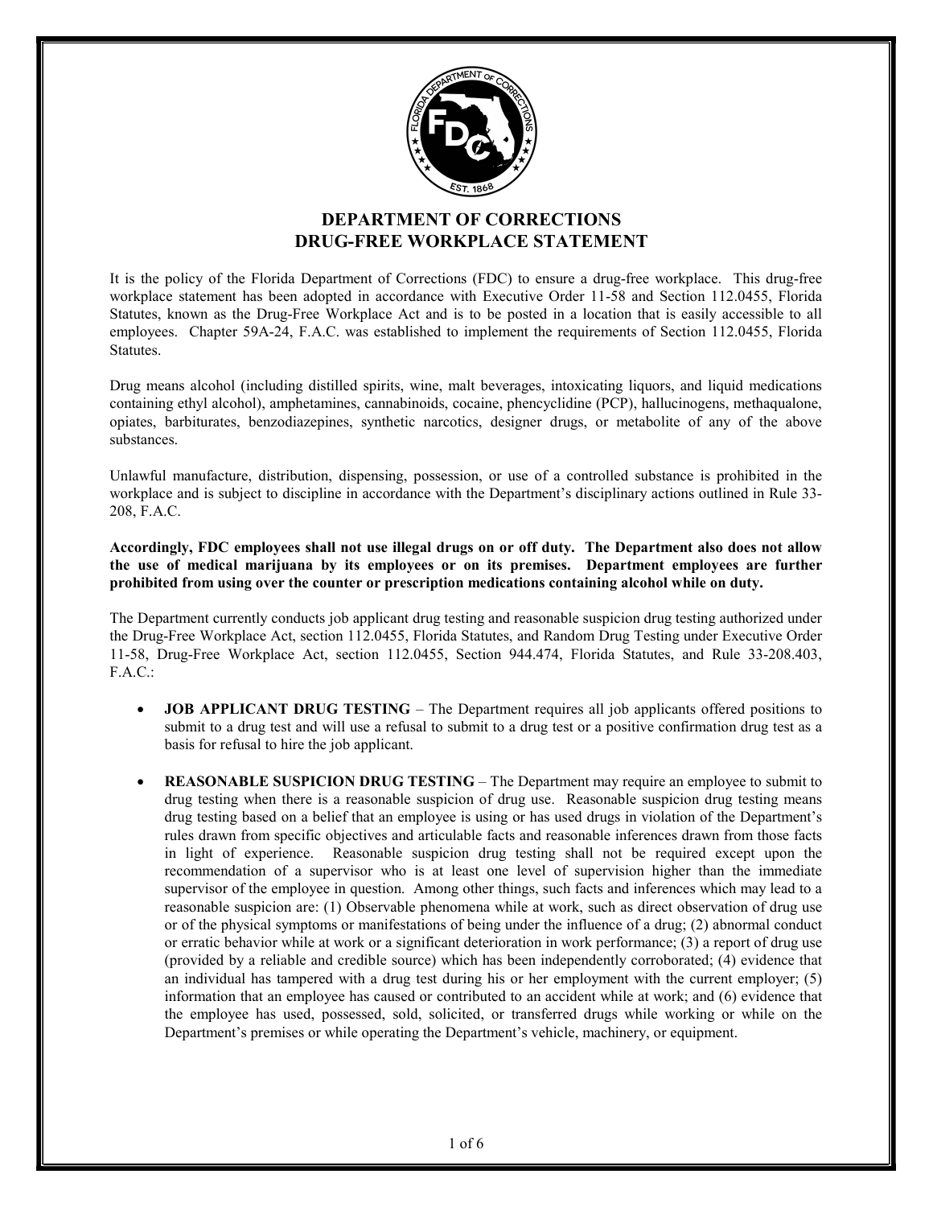# DEPARTMENT OF CORRECTIONS
# DRUG-FREE WORKPLACE STATEMENT

It is the policy of the Florida Department of Corrections (FDC) to ensure a drug-free workplace. This drug-free workplace statement has been adopted in accordance with Executive Order 11-58 and Section 112.0455, Florida Statutes, known as the Drug-Free Workplace Act and is to be posted in a location that is easily accessible to all employees. Chapter 59A-24, F.A.C. was established to implement the requirements of Section 112.0455, Florida Statutes.

Drug means alcohol (including distilled spirits, wine, malt beverages, intoxicating liquors, and liquid medications containing ethyl alcohol), amphetamines, cannabinoids, cocaine, phencyclidine (PCP), hallucinogens, methaqualone, opiates, barbiturates, benzodiazepines, synthetic narcotics, designer drugs, or metabolite of any of the above substances.

Unlawful manufacture, distribution, dispensing, possession, or use of a controlled substance is prohibited in the workplace and is subject to discipline in accordance with the Department's disciplinary actions outlined in Rule 33-208, F.A.C.

**Accordingly, FDC employees shall not use illegal drugs on or off duty. The Department also does not allow the use of medical marijuana by its employees or on its premises. Department employees are further prohibited from using over the counter or prescription medications containing alcohol while on duty.**

The Department currently conducts job applicant drug testing and reasonable suspicion drug testing authorized under the Drug-Free Workplace Act, section 112.0455, Florida Statutes, and Random Drug Testing under Executive Order 11-58, Drug-Free Workplace Act, section 112.0455, Section 944.474, Florida Statutes, and Rule 33-208.403, F.A.C.:

- **JOB APPLICANT DRUG TESTING** – The Department requires all job applicants offered positions to submit to a drug test and will use a refusal to submit to a drug test or a positive confirmation drug test as a basis for refusal to hire the job applicant.

- **REASONABLE SUSPICION DRUG TESTING** – The Department may require an employee to submit to drug testing when there is a reasonable suspicion of drug use. Reasonable suspicion drug testing means drug testing based on a belief that an employee is using or has used drugs in violation of the Department's rules drawn from specific objectives and articulable facts and reasonable inferences drawn from those facts in light of experience. Reasonable suspicion drug testing shall not be required except upon the recommendation of a supervisor who is at least one level of supervision higher than the immediate supervisor of the employee in question. Among other things, such facts and inferences which may lead to a reasonable suspicion are: (1) Observable phenomena while at work, such as direct observation of drug use or of the physical symptoms or manifestations of being under the influence of a drug; (2) abnormal conduct or erratic behavior while at work or a significant deterioration in work performance; (3) a report of drug use (provided by a reliable and credible source) which has been independently corroborated; (4) evidence that an individual has tampered with a drug test during his or her employment with the current employer; (5) information that an employee has caused or contributed to an accident while at work; and (6) evidence that the employee has used, possessed, sold, solicited, or transferred drugs while working or while on the Department's premises or while operating the Department's vehicle, machinery, or equipment.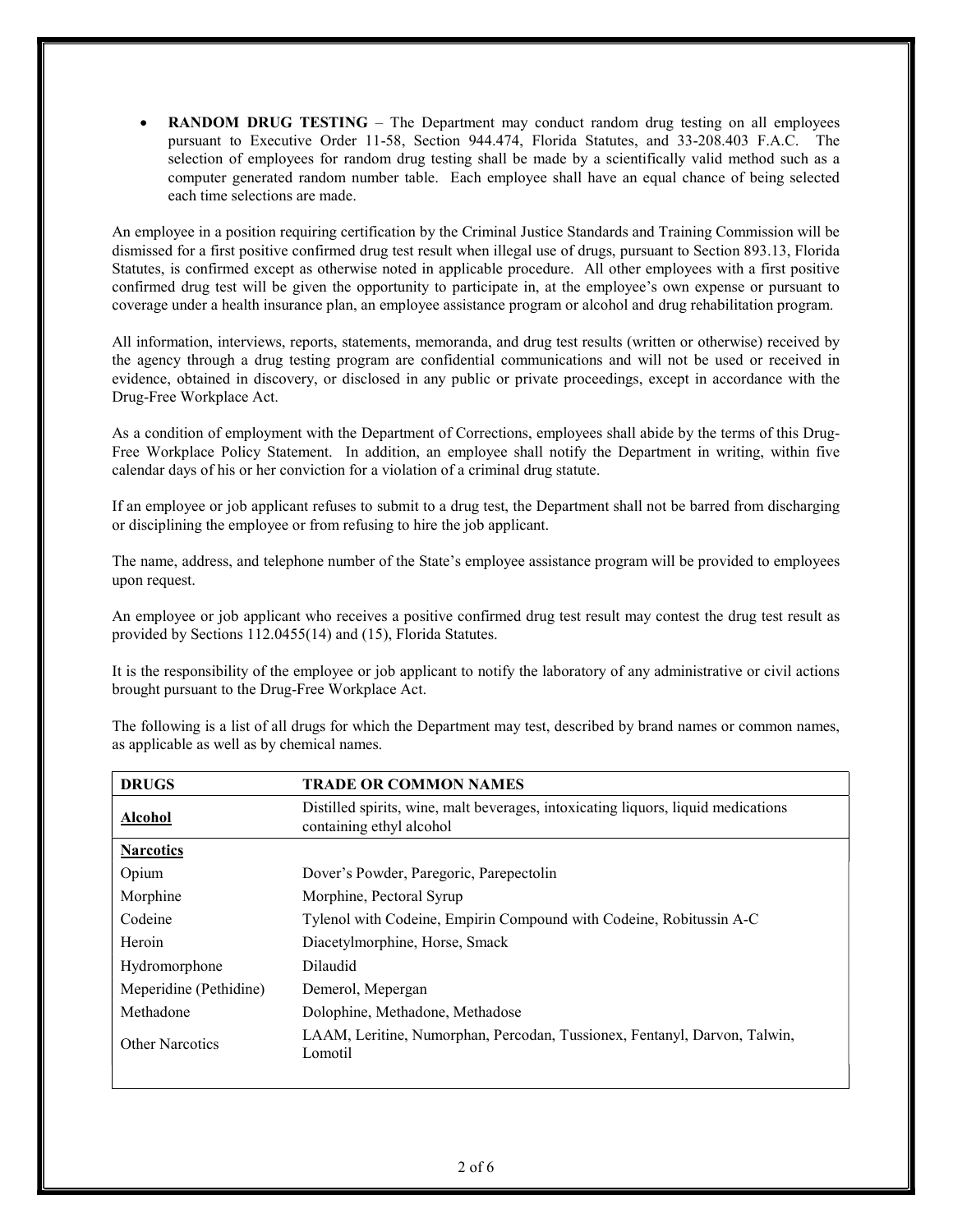- **RANDOM DRUG TESTING** – The Department may conduct random drug testing on all employees pursuant to Executive Order 11-58, Section 944.474, Florida Statutes, and 33-208.403 F.A.C. The selection of employees for random drug testing shall be made by a scientifically valid method such as a computer generated random number table. Each employee shall have an equal chance of being selected each time selections are made.

An employee in a position requiring certification by the Criminal Justice Standards and Training Commission will be dismissed for a first positive confirmed drug test result when illegal use of drugs, pursuant to Section 893.13, Florida Statutes, is confirmed except as otherwise noted in applicable procedure. All other employees with a first positive confirmed drug test will be given the opportunity to participate in, at the employee's own expense or pursuant to coverage under a health insurance plan, an employee assistance program or alcohol and drug rehabilitation program.

All information, interviews, reports, statements, memoranda, and drug test results (written or otherwise) received by the agency through a drug testing program are confidential communications and will not be used or received in evidence, obtained in discovery, or disclosed in any public or private proceedings, except in accordance with the Drug-Free Workplace Act.

As a condition of employment with the Department of Corrections, employees shall abide by the terms of this Drug-Free Workplace Policy Statement. In addition, an employee shall notify the Department in writing, within five calendar days of his or her conviction for a violation of a criminal drug statute.

If an employee or job applicant refuses to submit to a drug test, the Department shall not be barred from discharging or disciplining the employee or from refusing to hire the job applicant.

The name, address, and telephone number of the State's employee assistance program will be provided to employees upon request.

An employee or job applicant who receives a positive confirmed drug test result may contest the drug test result as provided by Sections 112.0455(14) and (15), Florida Statutes.

It is the responsibility of the employee or job applicant to notify the laboratory of any administrative or civil actions brought pursuant to the Drug-Free Workplace Act.

The following is a list of all drugs for which the Department may test, described by brand names or common names, as applicable as well as by chemical names.

| DRUGS | TRADE OR COMMON NAMES |
|---|---|
| **Alcohol** | Distilled spirits, wine, malt beverages, intoxicating liquors, liquid medications containing ethyl alcohol |
| **Narcotics** | |
| Opium | Dover's Powder, Paregoric, Parepectolin |
| Morphine | Morphine, Pectoral Syrup |
| Codeine | Tylenol with Codeine, Empirin Compound with Codeine, Robitussin A-C |
| Heroin | Diacetylmorphine, Horse, Smack |
| Hydromorphone | Dilaudid |
| Meperidine (Pethidine) | Demerol, Mepergan |
| Methadone | Dolophine, Methadone, Methadose |
| Other Narcotics | LAAM, Leritine, Numorphan, Percodan, Tussionex, Fentanyl, Darvon, Talwin, Lomotil |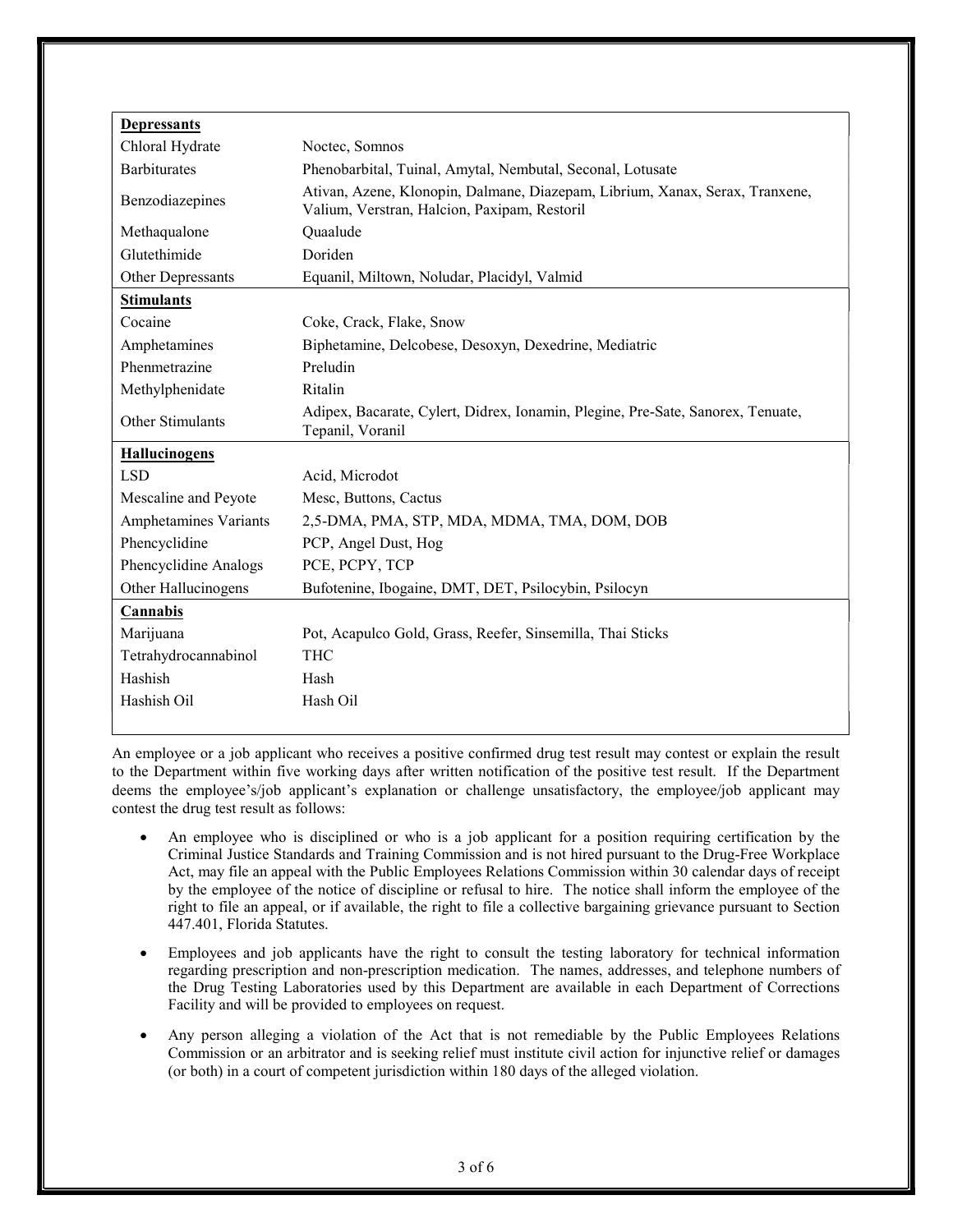| **Depressants** | |
|---|---|
| Chloral Hydrate | Noctec, Somnos |
| Barbiturates | Phenobarbital, Tuinal, Amytal, Nembutal, Seconal, Lotusate |
| Benzodiazepines | Ativan, Azene, Klonopin, Dalmane, Diazepam, Librium, Xanax, Serax, Tranxene, Valium, Verstran, Halcion, Paxipam, Restoril |
| Methaqualone | Quaalude |
| Glutethimide | Doriden |
| Other Depressants | Equanil, Miltown, Noludar, Placidyl, Valmid |
| **Stimulants** | |
| Cocaine | Coke, Crack, Flake, Snow |
| Amphetamines | Biphetamine, Delcobese, Desoxyn, Dexedrine, Mediatric |
| Phenmetrazine | Preludin |
| Methylphenidate | Ritalin |
| Other Stimulants | Adipex, Bacarate, Cylert, Didrex, Ionamin, Plegine, Pre-Sate, Sanorex, Tenuate, Tepanil, Voranil |
| **Hallucinogens** | |
| LSD | Acid, Microdot |
| Mescaline and Peyote | Mesc, Buttons, Cactus |
| Amphetamines Variants | 2,5-DMA, PMA, STP, MDA, MDMA, TMA, DOM, DOB |
| Phencyclidine | PCP, Angel Dust, Hog |
| Phencyclidine Analogs | PCE, PCPY, TCP |
| Other Hallucinogens | Bufotenine, Ibogaine, DMT, DET, Psilocybin, Psilocyn |
| **Cannabis** | |
| Marijuana | Pot, Acapulco Gold, Grass, Reefer, Sinsemilla, Thai Sticks |
| Tetrahydrocannabinol | THC |
| Hashish | Hash |
| Hashish Oil | Hash Oil |

An employee or a job applicant who receives a positive confirmed drug test result may contest or explain the result to the Department within five working days after written notification of the positive test result. If the Department deems the employee's/job applicant's explanation or challenge unsatisfactory, the employee/job applicant may contest the drug test result as follows:

- An employee who is disciplined or who is a job applicant for a position requiring certification by the Criminal Justice Standards and Training Commission and is not hired pursuant to the Drug-Free Workplace Act, may file an appeal with the Public Employees Relations Commission within 30 calendar days of receipt by the employee of the notice of discipline or refusal to hire. The notice shall inform the employee of the right to file an appeal, or if available, the right to file a collective bargaining grievance pursuant to Section 447.401, Florida Statutes.

- Employees and job applicants have the right to consult the testing laboratory for technical information regarding prescription and non-prescription medication. The names, addresses, and telephone numbers of the Drug Testing Laboratories used by this Department are available in each Department of Corrections Facility and will be provided to employees on request.

- Any person alleging a violation of the Act that is not remediable by the Public Employees Relations Commission or an arbitrator and is seeking relief must institute civil action for injunctive relief or damages (or both) in a court of competent jurisdiction within 180 days of the alleged violation.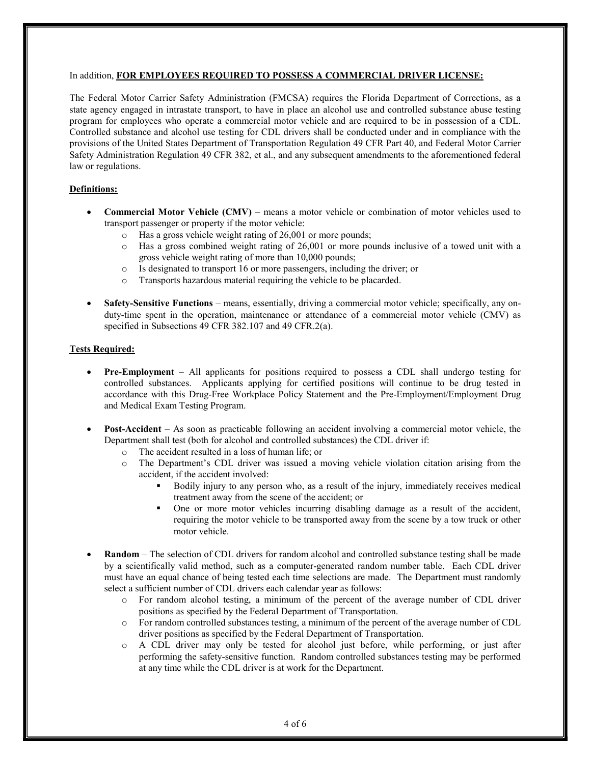In addition, **FOR EMPLOYEES REQUIRED TO POSSESS A COMMERCIAL DRIVER LICENSE:**

The Federal Motor Carrier Safety Administration (FMCSA) requires the Florida Department of Corrections, as a state agency engaged in intrastate transport, to have in place an alcohol use and controlled substance abuse testing program for employees who operate a commercial motor vehicle and are required to be in possession of a CDL. Controlled substance and alcohol use testing for CDL drivers shall be conducted under and in compliance with the provisions of the United States Department of Transportation Regulation 49 CFR Part 40, and Federal Motor Carrier Safety Administration Regulation 49 CFR 382, et al., and any subsequent amendments to the aforementioned federal law or regulations.

**Definitions:**

- **Commercial Motor Vehicle (CMV)** – means a motor vehicle or combination of motor vehicles used to transport passenger or property if the motor vehicle:
  - Has a gross vehicle weight rating of 26,001 or more pounds;
  - Has a gross combined weight rating of 26,001 or more pounds inclusive of a towed unit with a gross vehicle weight rating of more than 10,000 pounds;
  - Is designated to transport 16 or more passengers, including the driver; or
  - Transports hazardous material requiring the vehicle to be placarded.

- **Safety-Sensitive Functions** – means, essentially, driving a commercial motor vehicle; specifically, any on-duty-time spent in the operation, maintenance or attendance of a commercial motor vehicle (CMV) as specified in Subsections 49 CFR 382.107 and 49 CFR.2(a).

**Tests Required:**

- **Pre-Employment** – All applicants for positions required to possess a CDL shall undergo testing for controlled substances. Applicants applying for certified positions will continue to be drug tested in accordance with this Drug-Free Workplace Policy Statement and the Pre-Employment/Employment Drug and Medical Exam Testing Program.

- **Post-Accident** – As soon as practicable following an accident involving a commercial motor vehicle, the Department shall test (both for alcohol and controlled substances) the CDL driver if:
  - The accident resulted in a loss of human life; or
  - The Department's CDL driver was issued a moving vehicle violation citation arising from the accident, if the accident involved:
    - Bodily injury to any person who, as a result of the injury, immediately receives medical treatment away from the scene of the accident; or
    - One or more motor vehicles incurring disabling damage as a result of the accident, requiring the motor vehicle to be transported away from the scene by a tow truck or other motor vehicle.

- **Random** – The selection of CDL drivers for random alcohol and controlled substance testing shall be made by a scientifically valid method, such as a computer-generated random number table. Each CDL driver must have an equal chance of being tested each time selections are made. The Department must randomly select a sufficient number of CDL drivers each calendar year as follows:
  - For random alcohol testing, a minimum of the percent of the average number of CDL driver positions as specified by the Federal Department of Transportation.
  - For random controlled substances testing, a minimum of the percent of the average number of CDL driver positions as specified by the Federal Department of Transportation.
  - A CDL driver may only be tested for alcohol just before, while performing, or just after performing the safety-sensitive function. Random controlled substances testing may be performed at any time while the CDL driver is at work for the Department.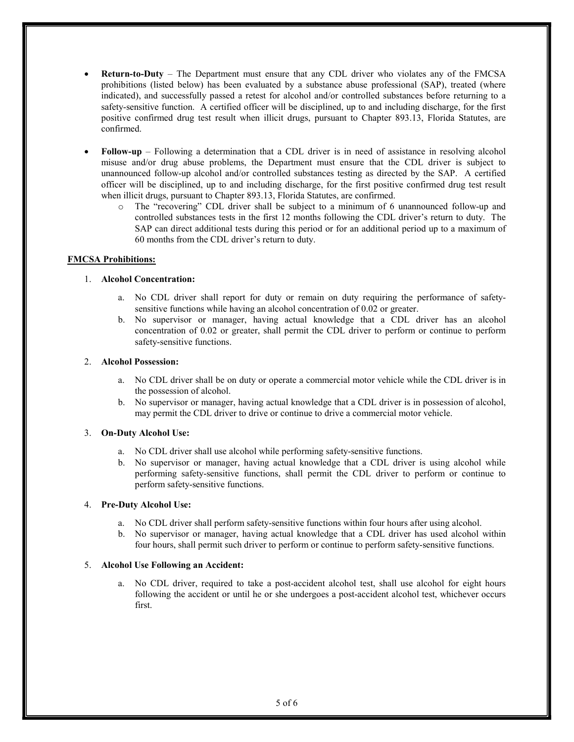- **Return-to-Duty** – The Department must ensure that any CDL driver who violates any of the FMCSA prohibitions (listed below) has been evaluated by a substance abuse professional (SAP), treated (where indicated), and successfully passed a retest for alcohol and/or controlled substances before returning to a safety-sensitive function. A certified officer will be disciplined, up to and including discharge, for the first positive confirmed drug test result when illicit drugs, pursuant to Chapter 893.13, Florida Statutes, are confirmed.

- **Follow-up** – Following a determination that a CDL driver is in need of assistance in resolving alcohol misuse and/or drug abuse problems, the Department must ensure that the CDL driver is subject to unannounced follow-up alcohol and/or controlled substances testing as directed by the SAP. A certified officer will be disciplined, up to and including discharge, for the first positive confirmed drug test result when illicit drugs, pursuant to Chapter 893.13, Florida Statutes, are confirmed.
  - The "recovering" CDL driver shall be subject to a minimum of 6 unannounced follow-up and controlled substances tests in the first 12 months following the CDL driver's return to duty. The SAP can direct additional tests during this period or for an additional period up to a maximum of 60 months from the CDL driver's return to duty.

**<u>FMCSA Prohibitions:</u>**

1. **Alcohol Concentration:**

   a. No CDL driver shall report for duty or remain on duty requiring the performance of safety-sensitive functions while having an alcohol concentration of 0.02 or greater.
   
   b. No supervisor or manager, having actual knowledge that a CDL driver has an alcohol concentration of 0.02 or greater, shall permit the CDL driver to perform or continue to perform safety-sensitive functions.

2. **Alcohol Possession:**

   a. No CDL driver shall be on duty or operate a commercial motor vehicle while the CDL driver is in the possession of alcohol.
   
   b. No supervisor or manager, having actual knowledge that a CDL driver is in possession of alcohol, may permit the CDL driver to drive or continue to drive a commercial motor vehicle.

3. **On-Duty Alcohol Use:**

   a. No CDL driver shall use alcohol while performing safety-sensitive functions.
   
   b. No supervisor or manager, having actual knowledge that a CDL driver is using alcohol while performing safety-sensitive functions, shall permit the CDL driver to perform or continue to perform safety-sensitive functions.

4. **Pre-Duty Alcohol Use:**

   a. No CDL driver shall perform safety-sensitive functions within four hours after using alcohol.
   
   b. No supervisor or manager, having actual knowledge that a CDL driver has used alcohol within four hours, shall permit such driver to perform or continue to perform safety-sensitive functions.

5. **Alcohol Use Following an Accident:**

   a. No CDL driver, required to take a post-accident alcohol test, shall use alcohol for eight hours following the accident or until he or she undergoes a post-accident alcohol test, whichever occurs first.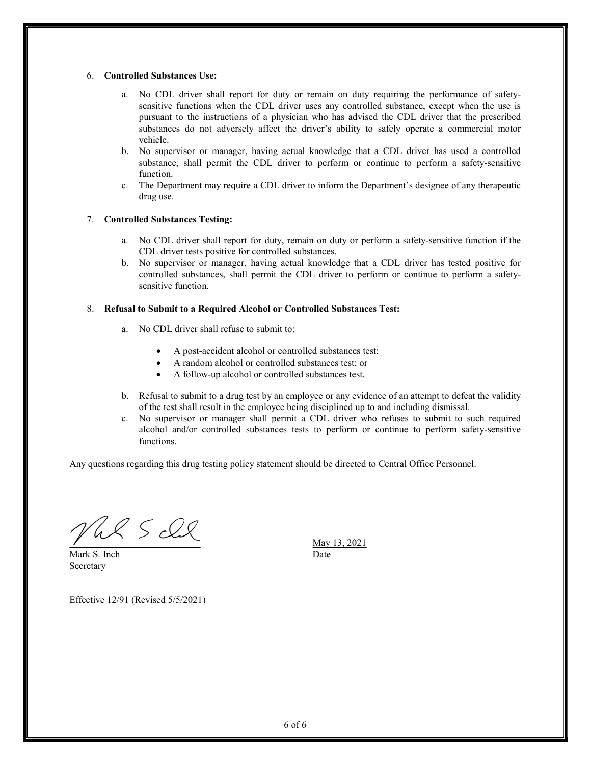6. **Controlled Substances Use:**

   a. No CDL driver shall report for duty or remain on duty requiring the performance of safety-sensitive functions when the CDL driver uses any controlled substance, except when the use is pursuant to the instructions of a physician who has advised the CDL driver that the prescribed substances do not adversely affect the driver's ability to safely operate a commercial motor vehicle.
   b. No supervisor or manager, having actual knowledge that a CDL driver has used a controlled substance, shall permit the CDL driver to perform or continue to perform a safety-sensitive function.
   c. The Department may require a CDL driver to inform the Department's designee of any therapeutic drug use.

7. **Controlled Substances Testing:**

   a. No CDL driver shall report for duty, remain on duty or perform a safety-sensitive function if the CDL driver tests positive for controlled substances.
   b. No supervisor or manager, having actual knowledge that a CDL driver has tested positive for controlled substances, shall permit the CDL driver to perform or continue to perform a safety-sensitive function.

8. **Refusal to Submit to a Required Alcohol or Controlled Substances Test:**

   a. No CDL driver shall refuse to submit to:

      - A post-accident alcohol or controlled substances test;
      - A random alcohol or controlled substances test; or
      - A follow-up alcohol or controlled substances test.

   b. Refusal to submit to a drug test by an employee or any evidence of an attempt to defeat the validity of the test shall result in the employee being disciplined up to and including dismissal.
   c. No supervisor or manager shall permit a CDL driver who refuses to submit to such required alcohol and/or controlled substances tests to perform or continue to perform safety-sensitive functions.

Any questions regarding this drug testing policy statement should be directed to Central Office Personnel.

Mark S. Inch
Secretary

May 13, 2021
Date

Effective 12/91 (Revised 5/5/2021)